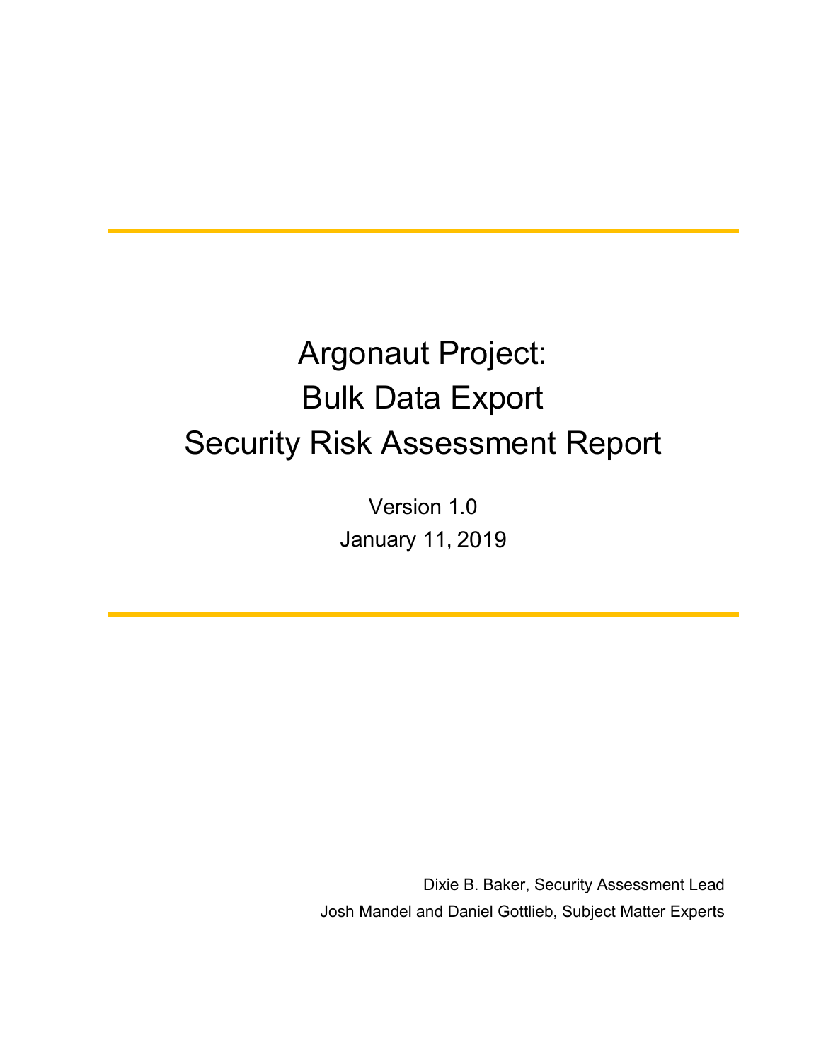# Argonaut Project: Bulk Data Export Security Risk Assessment Report

Version 1.0

January 11, 2019

Dixie B. Baker, Security Assessment Lead

Josh Mandel and Daniel Gottlieb, Subject Matter Experts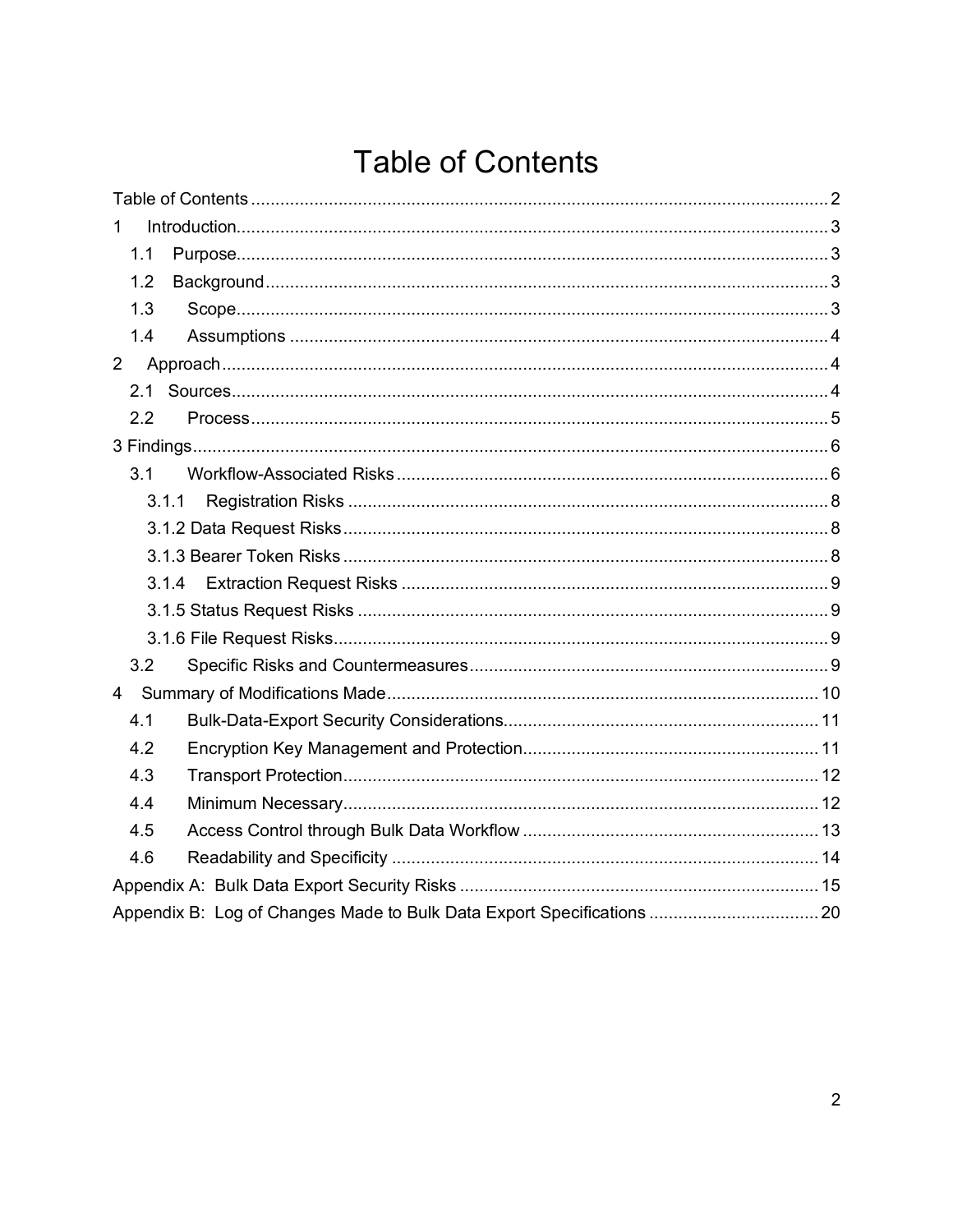# Table of Contents

Table of Contents ........................................................................................................................ 2
1 Introduction ............................................................................................................................ 3
  1.1 Purpose ............................................................................................................................ 3
  1.2 Background ..................................................................................................................... 3
  1.3 Scope ............................................................................................................................... 3
  1.4 Assumptions .................................................................................................................... 4
2 Approach ................................................................................................................................ 4
  2.1 Sources ............................................................................................................................ 4
  2.2 Process ............................................................................................................................ 5
3 Findings .................................................................................................................................. 6
  3.1 Workflow-Associated Risks ............................................................................................ 6
    3.1.1 Registration Risks ...................................................................................................... 8
    3.1.2 Data Request Risks .................................................................................................... 8
    3.1.3 Bearer Token Risks .................................................................................................... 8
    3.1.4 Extraction Request Risks ........................................................................................... 9
    3.1.5 Status Request Risks ................................................................................................. 9
    3.1.6 File Request Risks ..................................................................................................... 9
  3.2 Specific Risks and Countermeasures ............................................................................. 9
4 Summary of Modifications Made .......................................................................................... 10
  4.1 Bulk-Data-Export Security Considerations ................................................................... 11
  4.2 Encryption Key Management and Protection ............................................................... 11
  4.3 Transport Protection ...................................................................................................... 12
  4.4 Minimum Necessary ...................................................................................................... 12
  4.5 Access Control through Bulk Data Workflow ................................................................ 13
  4.6 Readability and Specificity ............................................................................................ 14
Appendix A: Bulk Data Export Security Risks ......................................................................... 15
Appendix B: Log of Changes Made to Bulk Data Export Specifications .................................. 20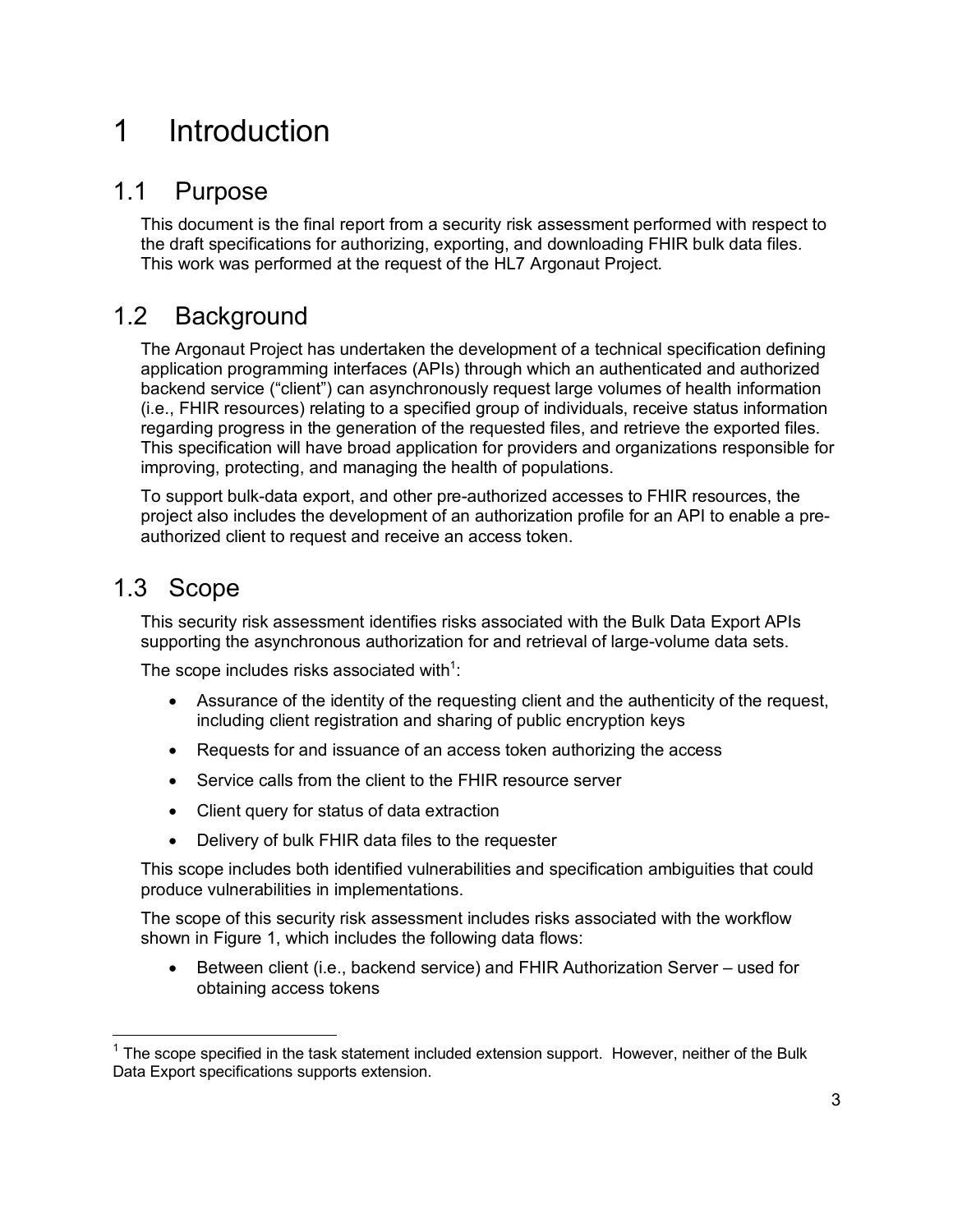# 1 Introduction

## 1.1 Purpose

This document is the final report from a security risk assessment performed with respect to the draft specifications for authorizing, exporting, and downloading FHIR bulk data files. This work was performed at the request of the HL7 Argonaut Project.

## 1.2 Background

The Argonaut Project has undertaken the development of a technical specification defining application programming interfaces (APIs) through which an authenticated and authorized backend service ("client") can asynchronously request large volumes of health information (i.e., FHIR resources) relating to a specified group of individuals, receive status information regarding progress in the generation of the requested files, and retrieve the exported files. This specification will have broad application for providers and organizations responsible for improving, protecting, and managing the health of populations.

To support bulk-data export, and other pre-authorized accesses to FHIR resources, the project also includes the development of an authorization profile for an API to enable a pre-authorized client to request and receive an access token.

## 1.3 Scope

This security risk assessment identifies risks associated with the Bulk Data Export APIs supporting the asynchronous authorization for and retrieval of large-volume data sets.

The scope includes risks associated with[1]:

- Assurance of the identity of the requesting client and the authenticity of the request, including client registration and sharing of public encryption keys
- Requests for and issuance of an access token authorizing the access
- Service calls from the client to the FHIR resource server
- Client query for status of data extraction
- Delivery of bulk FHIR data files to the requester

This scope includes both identified vulnerabilities and specification ambiguities that could produce vulnerabilities in implementations.

The scope of this security risk assessment includes risks associated with the workflow shown in Figure 1, which includes the following data flows:

- Between client (i.e., backend service) and FHIR Authorization Server – used for obtaining access tokens

[1] The scope specified in the task statement included extension support. However, neither of the Bulk Data Export specifications supports extension.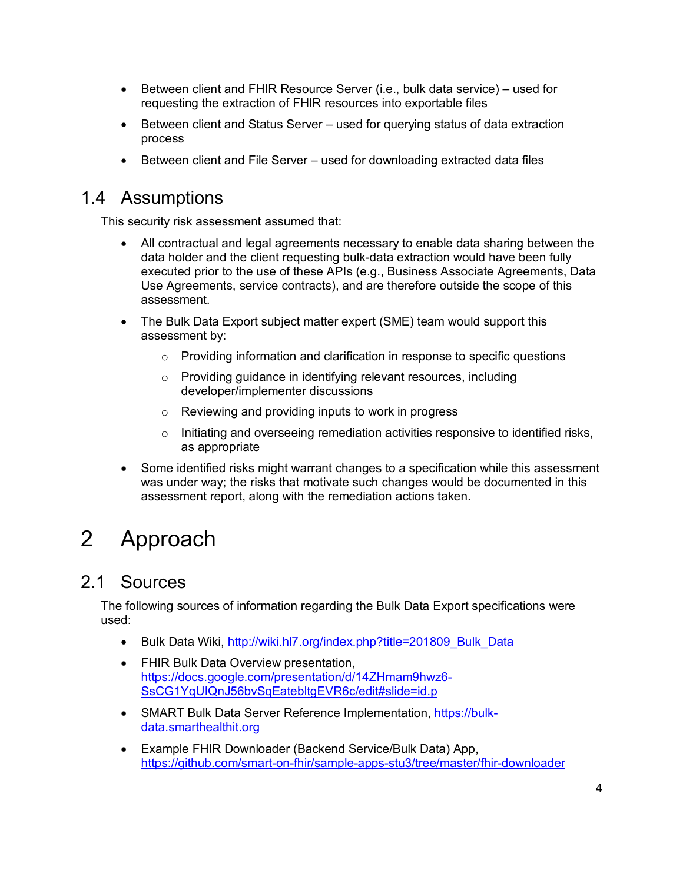- Between client and FHIR Resource Server (i.e., bulk data service) – used for requesting the extraction of FHIR resources into exportable files
- Between client and Status Server – used for querying status of data extraction process
- Between client and File Server – used for downloading extracted data files

## 1.4 Assumptions

This security risk assessment assumed that:

- All contractual and legal agreements necessary to enable data sharing between the data holder and the client requesting bulk-data extraction would have been fully executed prior to the use of these APIs (e.g., Business Associate Agreements, Data Use Agreements, service contracts), and are therefore outside the scope of this assessment.
- The Bulk Data Export subject matter expert (SME) team would support this assessment by:
  - Providing information and clarification in response to specific questions
  - Providing guidance in identifying relevant resources, including developer/implementer discussions
  - Reviewing and providing inputs to work in progress
  - Initiating and overseeing remediation activities responsive to identified risks, as appropriate
- Some identified risks might warrant changes to a specification while this assessment was under way; the risks that motivate such changes would be documented in this assessment report, along with the remediation actions taken.

# 2 Approach

## 2.1 Sources

The following sources of information regarding the Bulk Data Export specifications were used:

- Bulk Data Wiki, [http://wiki.hl7.org/index.php?title=201809_Bulk_Data](http://wiki.hl7.org/index.php?title=201809_Bulk_Data)
- FHIR Bulk Data Overview presentation, [https://docs.google.com/presentation/d/14ZHmam9hwz6-SsCG1YqUIQnJ56bvSqEatebltgEVR6c/edit#slide=id.p](https://docs.google.com/presentation/d/14ZHmam9hwz6-SsCG1YqUIQnJ56bvSqEatebltgEVR6c/edit#slide=id.p)
- SMART Bulk Data Server Reference Implementation, [https://bulk-data.smarthealthit.org](https://bulk-data.smarthealthit.org)
- Example FHIR Downloader (Backend Service/Bulk Data) App, [https://github.com/smart-on-fhir/sample-apps-stu3/tree/master/fhir-downloader](https://github.com/smart-on-fhir/sample-apps-stu3/tree/master/fhir-downloader)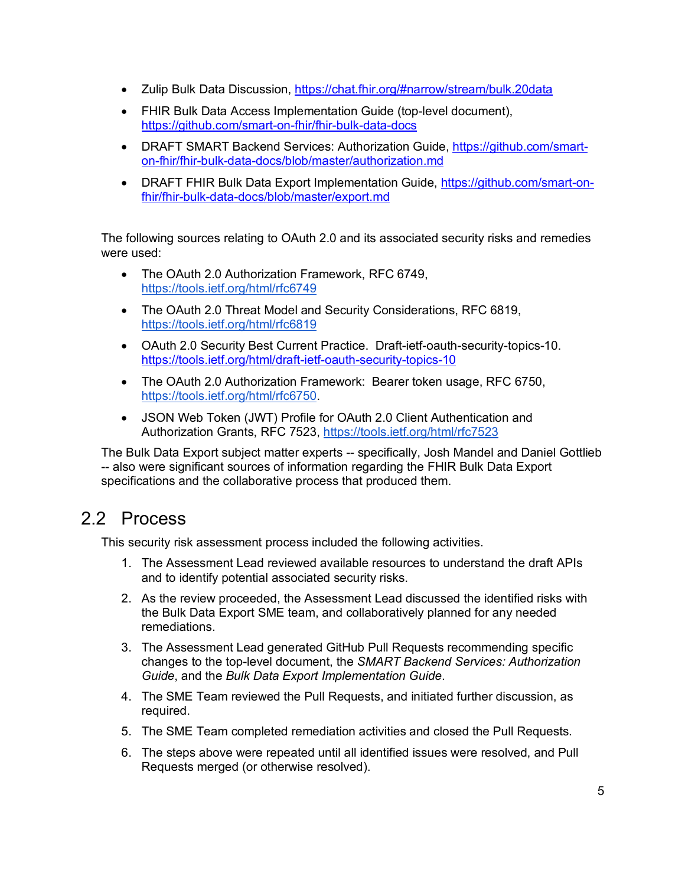- Zulip Bulk Data Discussion, https://chat.fhir.org/#narrow/stream/bulk.20data
- FHIR Bulk Data Access Implementation Guide (top-level document), https://github.com/smart-on-fhir/fhir-bulk-data-docs
- DRAFT SMART Backend Services: Authorization Guide, https://github.com/smart-on-fhir/fhir-bulk-data-docs/blob/master/authorization.md
- DRAFT FHIR Bulk Data Export Implementation Guide, https://github.com/smart-on-fhir/fhir-bulk-data-docs/blob/master/export.md

The following sources relating to OAuth 2.0 and its associated security risks and remedies were used:

- The OAuth 2.0 Authorization Framework, RFC 6749, https://tools.ietf.org/html/rfc6749
- The OAuth 2.0 Threat Model and Security Considerations, RFC 6819, https://tools.ietf.org/html/rfc6819
- OAuth 2.0 Security Best Current Practice. Draft-ietf-oauth-security-topics-10. https://tools.ietf.org/html/draft-ietf-oauth-security-topics-10
- The OAuth 2.0 Authorization Framework: Bearer token usage, RFC 6750, https://tools.ietf.org/html/rfc6750.
- JSON Web Token (JWT) Profile for OAuth 2.0 Client Authentication and Authorization Grants, RFC 7523, https://tools.ietf.org/html/rfc7523

The Bulk Data Export subject matter experts -- specifically, Josh Mandel and Daniel Gottlieb -- also were significant sources of information regarding the FHIR Bulk Data Export specifications and the collaborative process that produced them.

## 2.2 Process

This security risk assessment process included the following activities.

1. The Assessment Lead reviewed available resources to understand the draft APIs and to identify potential associated security risks.
2. As the review proceeded, the Assessment Lead discussed the identified risks with the Bulk Data Export SME team, and collaboratively planned for any needed remediations.
3. The Assessment Lead generated GitHub Pull Requests recommending specific changes to the top-level document, the *SMART Backend Services: Authorization Guide*, and the *Bulk Data Export Implementation Guide*.
4. The SME Team reviewed the Pull Requests, and initiated further discussion, as required.
5. The SME Team completed remediation activities and closed the Pull Requests.
6. The steps above were repeated until all identified issues were resolved, and Pull Requests merged (or otherwise resolved).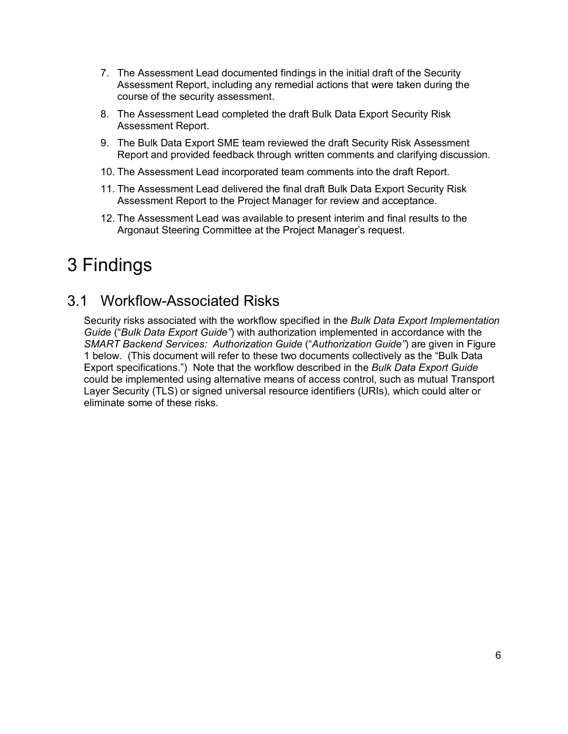7. The Assessment Lead documented findings in the initial draft of the Security Assessment Report, including any remedial actions that were taken during the course of the security assessment.
8. The Assessment Lead completed the draft Bulk Data Export Security Risk Assessment Report.
9. The Bulk Data Export SME team reviewed the draft Security Risk Assessment Report and provided feedback through written comments and clarifying discussion.
10. The Assessment Lead incorporated team comments into the draft Report.
11. The Assessment Lead delivered the final draft Bulk Data Export Security Risk Assessment Report to the Project Manager for review and acceptance.
12. The Assessment Lead was available to present interim and final results to the Argonaut Steering Committee at the Project Manager's request.

# 3 Findings

## 3.1 Workflow-Associated Risks

Security risks associated with the workflow specified in the *Bulk Data Export Implementation Guide* ("*Bulk Data Export Guide"*) with authorization implemented in accordance with the *SMART Backend Services: Authorization Guide* ("*Authorization Guide"*) are given in Figure 1 below. (This document will refer to these two documents collectively as the "Bulk Data Export specifications.") Note that the workflow described in the *Bulk Data Export Guide* could be implemented using alternative means of access control, such as mutual Transport Layer Security (TLS) or signed universal resource identifiers (URIs), which could alter or eliminate some of these risks.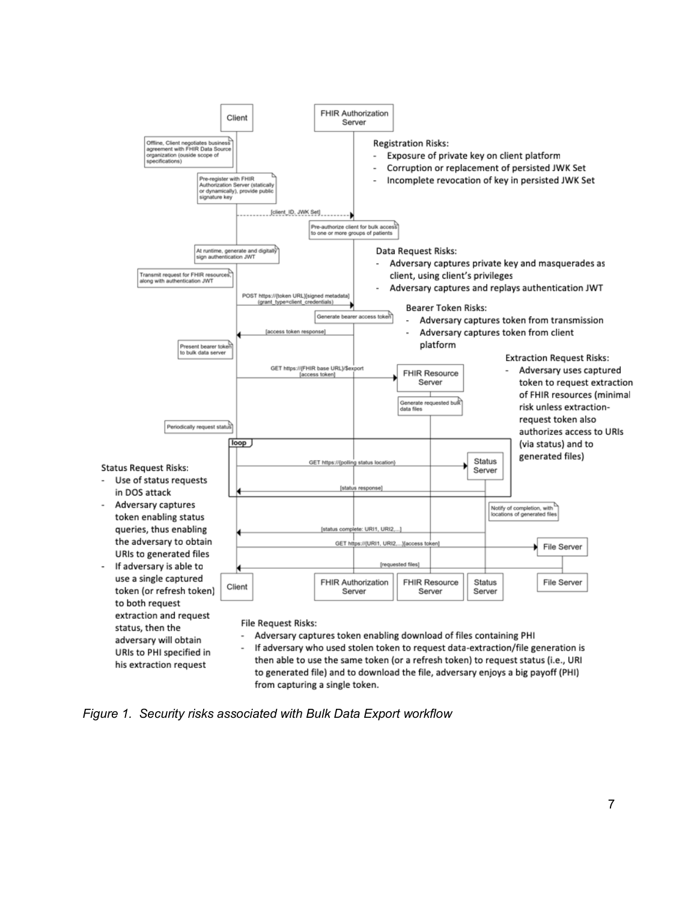**Registration Risks:**

- Exposure of private key on client platform
- Corruption or replacement of persisted JWK Set
- Incomplete revocation of key in persisted JWK Set

**Data Request Risks:**

- Adversary captures private key and masquerades as client, using client's privileges
- Adversary captures and replays authentication JWT

**Bearer Token Risks:**

- Adversary captures token from transmission
- Adversary captures token from client platform

**Extraction Request Risks:**

- Adversary uses captured token to request extraction of FHIR resources (minimal risk unless extraction-request token also authorizes access to URIs (via status) and to generated files)

**Status Request Risks:**

- Use of status requests in DOS attack
- Adversary captures token enabling status queries, thus enabling the adversary to obtain URIs to generated files
- If adversary is able to use a single captured token (or refresh token) to both request extraction and request status, then the adversary will obtain URIs to PHI specified in his extraction request

**File Request Risks:**

- Adversary captures token enabling download of files containing PHI
- If adversary who used stolen token to request data-extraction/file generation is then able to use the same token (or a refresh token) to request status (i.e., URI to generated file) and to download the file, adversary enjoys a big payoff (PHI) from capturing a single token.

*Figure 1. Security risks associated with Bulk Data Export workflow*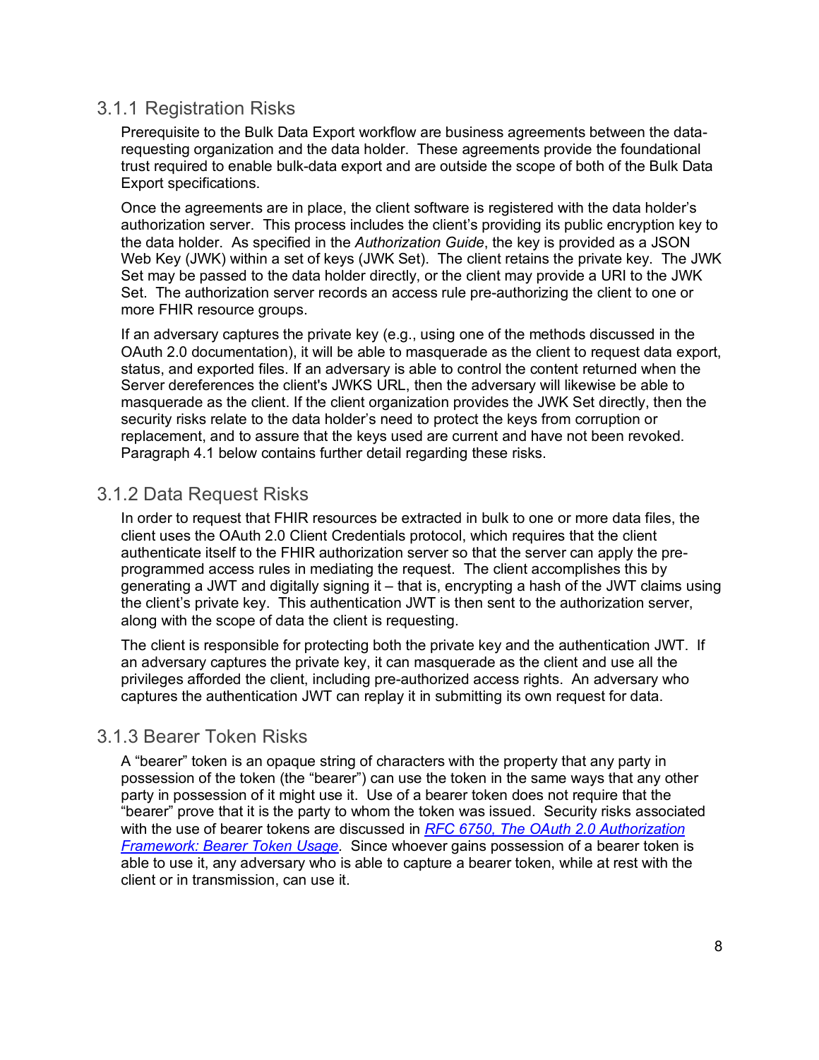### 3.1.1 Registration Risks

Prerequisite to the Bulk Data Export workflow are business agreements between the data-requesting organization and the data holder. These agreements provide the foundational trust required to enable bulk-data export and are outside the scope of both of the Bulk Data Export specifications.

Once the agreements are in place, the client software is registered with the data holder's authorization server. This process includes the client's providing its public encryption key to the data holder. As specified in the *Authorization Guide*, the key is provided as a JSON Web Key (JWK) within a set of keys (JWK Set). The client retains the private key. The JWK Set may be passed to the data holder directly, or the client may provide a URI to the JWK Set. The authorization server records an access rule pre-authorizing the client to one or more FHIR resource groups.

If an adversary captures the private key (e.g., using one of the methods discussed in the OAuth 2.0 documentation), it will be able to masquerade as the client to request data export, status, and exported files. If an adversary is able to control the content returned when the Server dereferences the client's JWKS URL, then the adversary will likewise be able to masquerade as the client. If the client organization provides the JWK Set directly, then the security risks relate to the data holder's need to protect the keys from corruption or replacement, and to assure that the keys used are current and have not been revoked. Paragraph 4.1 below contains further detail regarding these risks.

### 3.1.2 Data Request Risks

In order to request that FHIR resources be extracted in bulk to one or more data files, the client uses the OAuth 2.0 Client Credentials protocol, which requires that the client authenticate itself to the FHIR authorization server so that the server can apply the pre-programmed access rules in mediating the request. The client accomplishes this by generating a JWT and digitally signing it – that is, encrypting a hash of the JWT claims using the client's private key. This authentication JWT is then sent to the authorization server, along with the scope of data the client is requesting.

The client is responsible for protecting both the private key and the authentication JWT. If an adversary captures the private key, it can masquerade as the client and use all the privileges afforded the client, including pre-authorized access rights. An adversary who captures the authentication JWT can replay it in submitting its own request for data.

### 3.1.3 Bearer Token Risks

A "bearer" token is an opaque string of characters with the property that any party in possession of the token (the "bearer") can use the token in the same ways that any other party in possession of it might use it. Use of a bearer token does not require that the "bearer" prove that it is the party to whom the token was issued. Security risks associated with the use of bearer tokens are discussed in *RFC 6750, The OAuth 2.0 Authorization Framework: Bearer Token Usage*. Since whoever gains possession of a bearer token is able to use it, any adversary who is able to capture a bearer token, while at rest with the client or in transmission, can use it.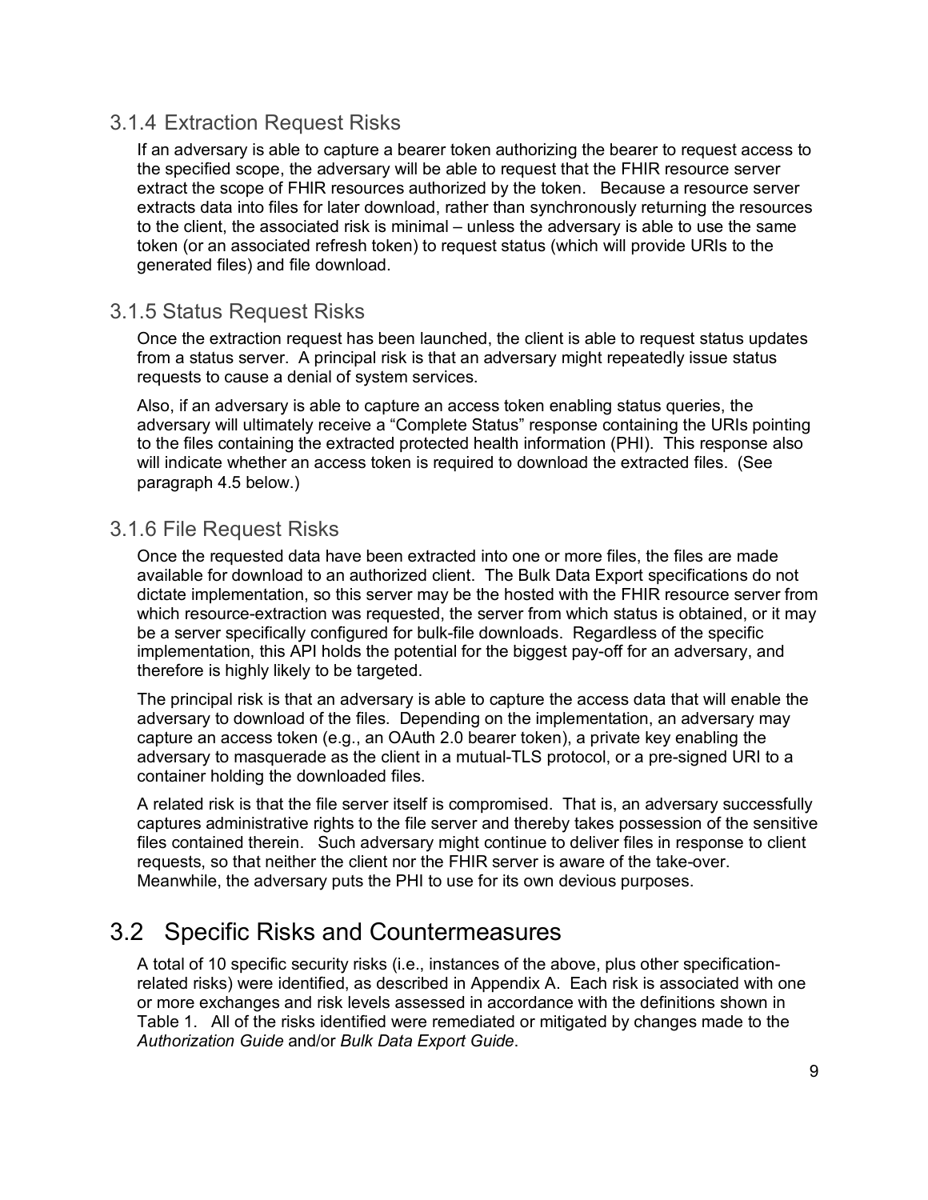### 3.1.4 Extraction Request Risks

If an adversary is able to capture a bearer token authorizing the bearer to request access to the specified scope, the adversary will be able to request that the FHIR resource server extract the scope of FHIR resources authorized by the token. Because a resource server extracts data into files for later download, rather than synchronously returning the resources to the client, the associated risk is minimal – unless the adversary is able to use the same token (or an associated refresh token) to request status (which will provide URIs to the generated files) and file download.

### 3.1.5 Status Request Risks

Once the extraction request has been launched, the client is able to request status updates from a status server. A principal risk is that an adversary might repeatedly issue status requests to cause a denial of system services.

Also, if an adversary is able to capture an access token enabling status queries, the adversary will ultimately receive a "Complete Status" response containing the URIs pointing to the files containing the extracted protected health information (PHI). This response also will indicate whether an access token is required to download the extracted files. (See paragraph 4.5 below.)

### 3.1.6 File Request Risks

Once the requested data have been extracted into one or more files, the files are made available for download to an authorized client. The Bulk Data Export specifications do not dictate implementation, so this server may be the hosted with the FHIR resource server from which resource-extraction was requested, the server from which status is obtained, or it may be a server specifically configured for bulk-file downloads. Regardless of the specific implementation, this API holds the potential for the biggest pay-off for an adversary, and therefore is highly likely to be targeted.

The principal risk is that an adversary is able to capture the access data that will enable the adversary to download of the files. Depending on the implementation, an adversary may capture an access token (e.g., an OAuth 2.0 bearer token), a private key enabling the adversary to masquerade as the client in a mutual-TLS protocol, or a pre-signed URI to a container holding the downloaded files.

A related risk is that the file server itself is compromised. That is, an adversary successfully captures administrative rights to the file server and thereby takes possession of the sensitive files contained therein. Such adversary might continue to deliver files in response to client requests, so that neither the client nor the FHIR server is aware of the take-over. Meanwhile, the adversary puts the PHI to use for its own devious purposes.

## 3.2 Specific Risks and Countermeasures

A total of 10 specific security risks (i.e., instances of the above, plus other specification-related risks) were identified, as described in Appendix A. Each risk is associated with one or more exchanges and risk levels assessed in accordance with the definitions shown in Table 1. All of the risks identified were remediated or mitigated by changes made to the *Authorization Guide* and/or *Bulk Data Export Guide*.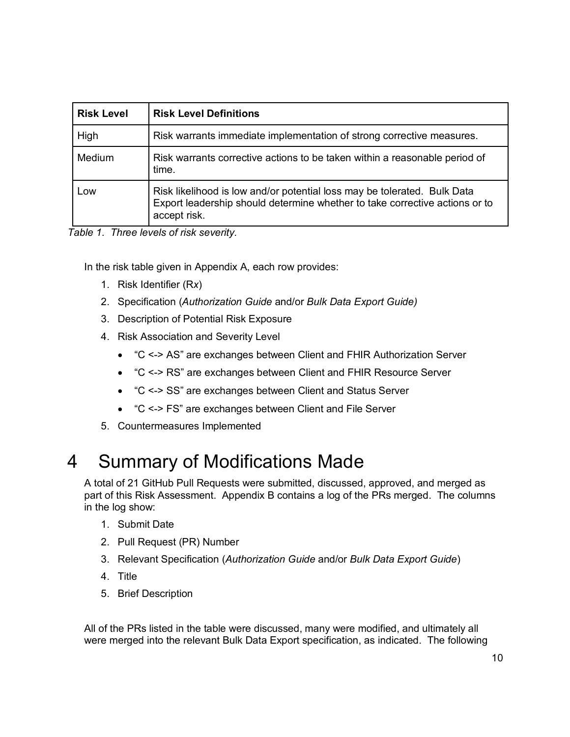| Risk Level | Risk Level Definitions |
|---|---|
| High | Risk warrants immediate implementation of strong corrective measures. |
| Medium | Risk warrants corrective actions to be taken within a reasonable period of time. |
| Low | Risk likelihood is low and/or potential loss may be tolerated. Bulk Data Export leadership should determine whether to take corrective actions or to accept risk. |

*Table 1. Three levels of risk severity.*

In the risk table given in Appendix A, each row provides:

1. Risk Identifier (R*x*)
2. Specification (*Authorization Guide* and/or *Bulk Data Export Guide)*
3. Description of Potential Risk Exposure
4. Risk Association and Severity Level
   - "C <-> AS" are exchanges between Client and FHIR Authorization Server
   - "C <-> RS" are exchanges between Client and FHIR Resource Server
   - "C <-> SS" are exchanges between Client and Status Server
   - "C <-> FS" are exchanges between Client and File Server
5. Countermeasures Implemented

# 4 Summary of Modifications Made

A total of 21 GitHub Pull Requests were submitted, discussed, approved, and merged as part of this Risk Assessment. Appendix B contains a log of the PRs merged. The columns in the log show:

1. Submit Date
2. Pull Request (PR) Number
3. Relevant Specification (*Authorization Guide* and/or *Bulk Data Export Guide*)
4. Title
5. Brief Description

All of the PRs listed in the table were discussed, many were modified, and ultimately all were merged into the relevant Bulk Data Export specification, as indicated. The following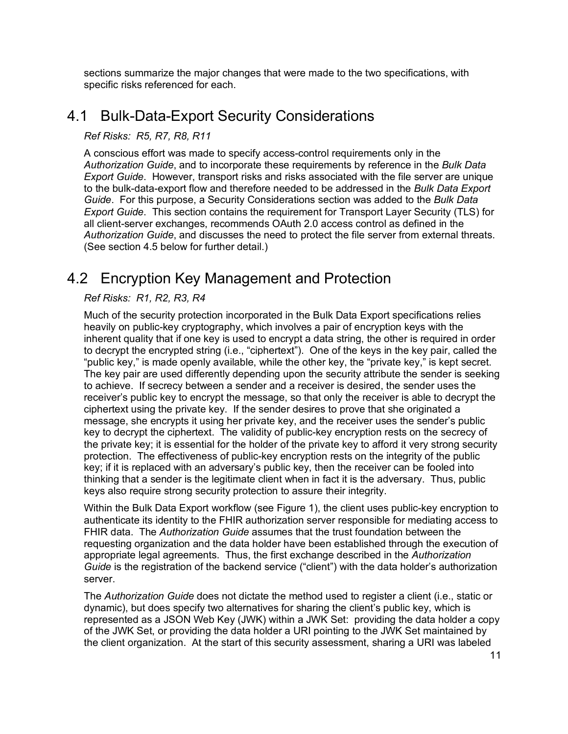sections summarize the major changes that were made to the two specifications, with specific risks referenced for each.

## 4.1 Bulk-Data-Export Security Considerations

*Ref Risks: R5, R7, R8, R11*

A conscious effort was made to specify access-control requirements only in the *Authorization Guide*, and to incorporate these requirements by reference in the *Bulk Data Export Guide*. However, transport risks and risks associated with the file server are unique to the bulk-data-export flow and therefore needed to be addressed in the *Bulk Data Export Guide*. For this purpose, a Security Considerations section was added to the *Bulk Data Export Guide*. This section contains the requirement for Transport Layer Security (TLS) for all client-server exchanges, recommends OAuth 2.0 access control as defined in the *Authorization Guide*, and discusses the need to protect the file server from external threats. (See section 4.5 below for further detail.)

## 4.2 Encryption Key Management and Protection

*Ref Risks: R1, R2, R3, R4*

Much of the security protection incorporated in the Bulk Data Export specifications relies heavily on public-key cryptography, which involves a pair of encryption keys with the inherent quality that if one key is used to encrypt a data string, the other is required in order to decrypt the encrypted string (i.e., "ciphertext"). One of the keys in the key pair, called the "public key," is made openly available, while the other key, the "private key," is kept secret. The key pair are used differently depending upon the security attribute the sender is seeking to achieve. If secrecy between a sender and a receiver is desired, the sender uses the receiver's public key to encrypt the message, so that only the receiver is able to decrypt the ciphertext using the private key. If the sender desires to prove that she originated a message, she encrypts it using her private key, and the receiver uses the sender's public key to decrypt the ciphertext. The validity of public-key encryption rests on the secrecy of the private key; it is essential for the holder of the private key to afford it very strong security protection. The effectiveness of public-key encryption rests on the integrity of the public key; if it is replaced with an adversary's public key, then the receiver can be fooled into thinking that a sender is the legitimate client when in fact it is the adversary. Thus, public keys also require strong security protection to assure their integrity.

Within the Bulk Data Export workflow (see Figure 1), the client uses public-key encryption to authenticate its identity to the FHIR authorization server responsible for mediating access to FHIR data. The *Authorization Guide* assumes that the trust foundation between the requesting organization and the data holder have been established through the execution of appropriate legal agreements. Thus, the first exchange described in the *Authorization Guide* is the registration of the backend service ("client") with the data holder's authorization server.

The *Authorization Guide* does not dictate the method used to register a client (i.e., static or dynamic), but does specify two alternatives for sharing the client's public key, which is represented as a JSON Web Key (JWK) within a JWK Set: providing the data holder a copy of the JWK Set, or providing the data holder a URI pointing to the JWK Set maintained by the client organization. At the start of this security assessment, sharing a URI was labeled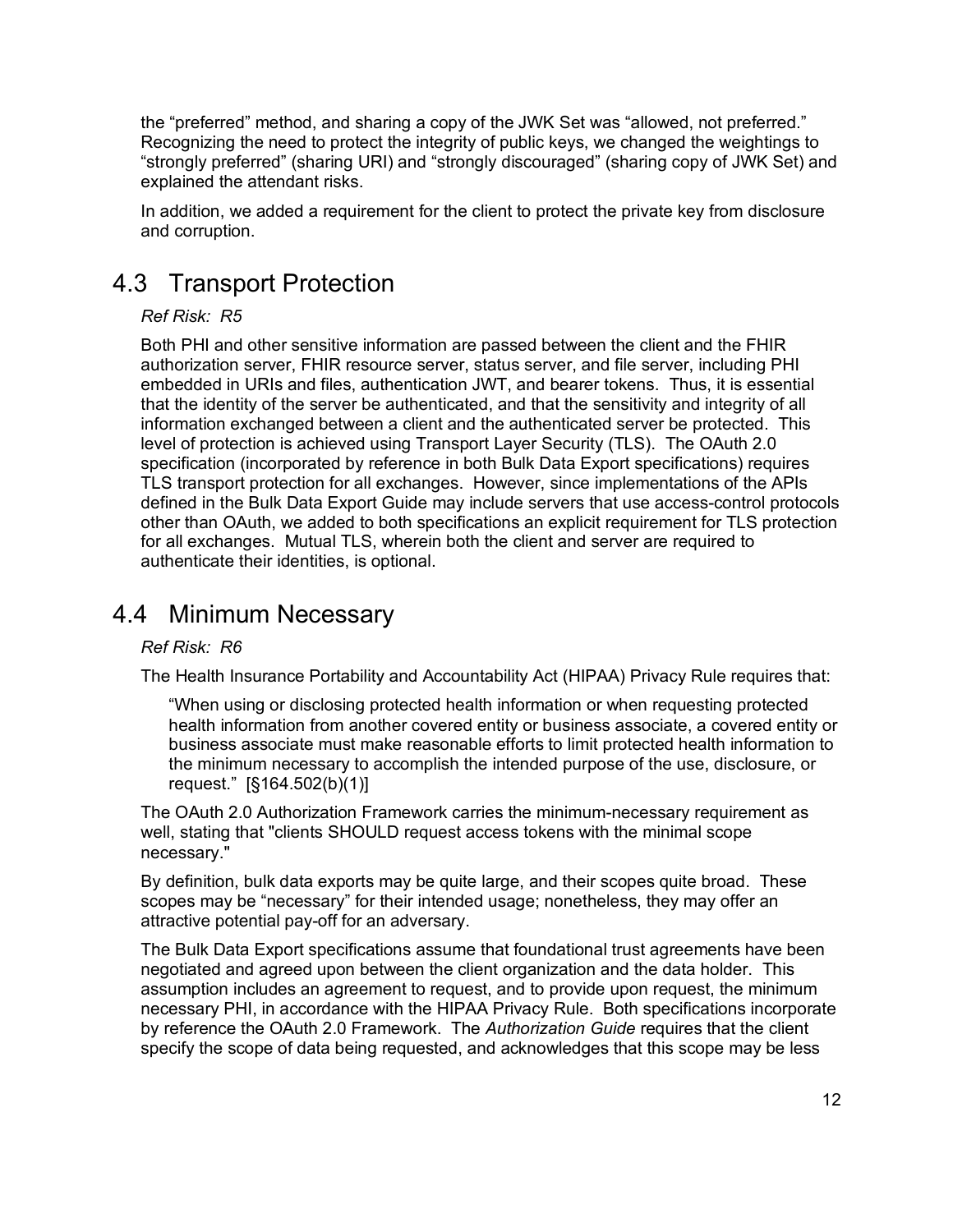the “preferred” method, and sharing a copy of the JWK Set was “allowed, not preferred.” Recognizing the need to protect the integrity of public keys, we changed the weightings to “strongly preferred” (sharing URI) and “strongly discouraged” (sharing copy of JWK Set) and explained the attendant risks.

In addition, we added a requirement for the client to protect the private key from disclosure and corruption.

## 4.3 Transport Protection

*Ref Risk: R5*

Both PHI and other sensitive information are passed between the client and the FHIR authorization server, FHIR resource server, status server, and file server, including PHI embedded in URIs and files, authentication JWT, and bearer tokens. Thus, it is essential that the identity of the server be authenticated, and that the sensitivity and integrity of all information exchanged between a client and the authenticated server be protected. This level of protection is achieved using Transport Layer Security (TLS). The OAuth 2.0 specification (incorporated by reference in both Bulk Data Export specifications) requires TLS transport protection for all exchanges. However, since implementations of the APIs defined in the Bulk Data Export Guide may include servers that use access-control protocols other than OAuth, we added to both specifications an explicit requirement for TLS protection for all exchanges. Mutual TLS, wherein both the client and server are required to authenticate their identities, is optional.

## 4.4 Minimum Necessary

*Ref Risk: R6*

The Health Insurance Portability and Accountability Act (HIPAA) Privacy Rule requires that:

> “When using or disclosing protected health information or when requesting protected health information from another covered entity or business associate, a covered entity or business associate must make reasonable efforts to limit protected health information to the minimum necessary to accomplish the intended purpose of the use, disclosure, or request.” [§164.502(b)(1)]

The OAuth 2.0 Authorization Framework carries the minimum-necessary requirement as well, stating that "clients SHOULD request access tokens with the minimal scope necessary."

By definition, bulk data exports may be quite large, and their scopes quite broad. These scopes may be “necessary” for their intended usage; nonetheless, they may offer an attractive potential pay-off for an adversary.

The Bulk Data Export specifications assume that foundational trust agreements have been negotiated and agreed upon between the client organization and the data holder. This assumption includes an agreement to request, and to provide upon request, the minimum necessary PHI, in accordance with the HIPAA Privacy Rule. Both specifications incorporate by reference the OAuth 2.0 Framework. The *Authorization Guide* requires that the client specify the scope of data being requested, and acknowledges that this scope may be less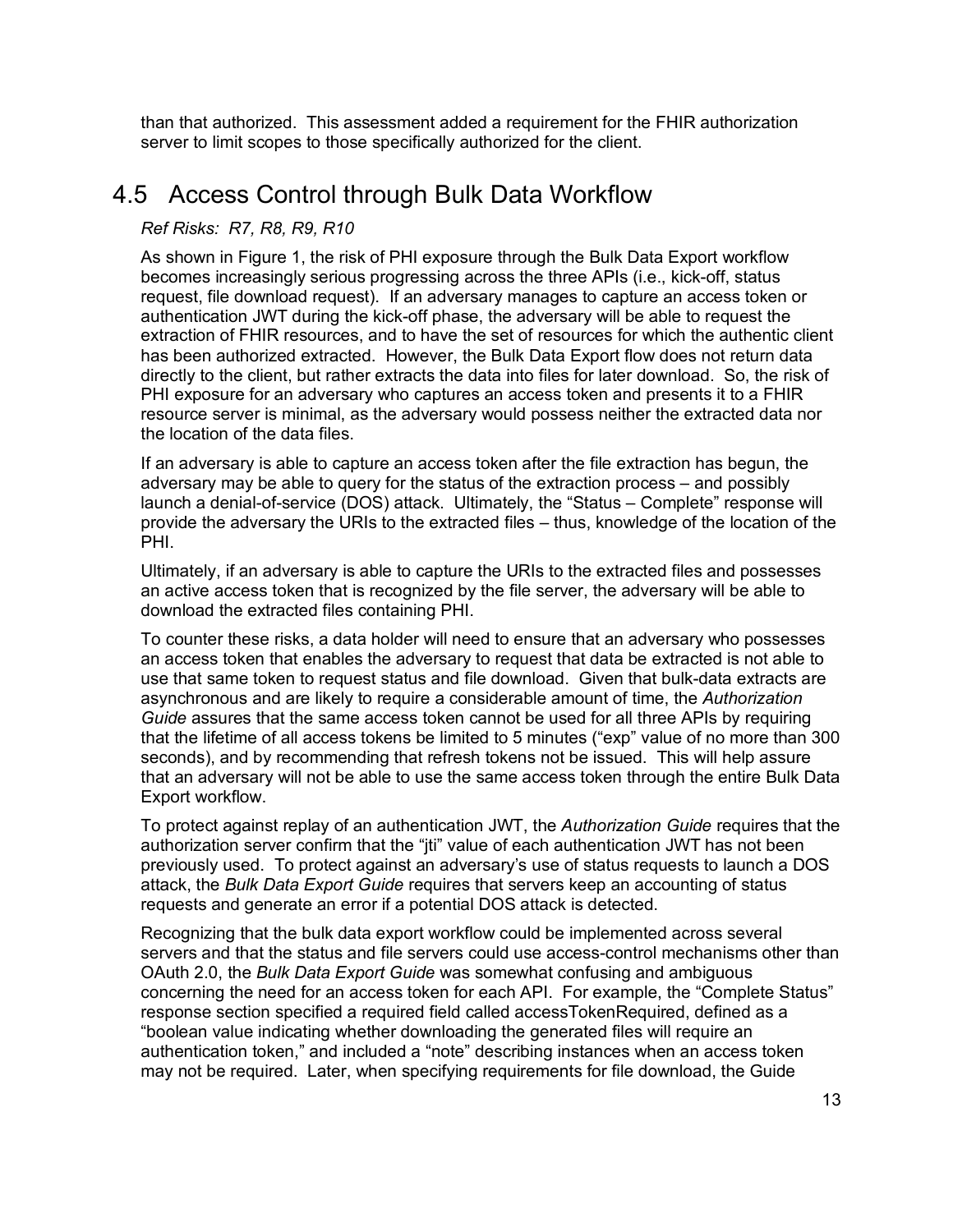than that authorized. This assessment added a requirement for the FHIR authorization server to limit scopes to those specifically authorized for the client.

## 4.5 Access Control through Bulk Data Workflow

*Ref Risks: R7, R8, R9, R10*

As shown in Figure 1, the risk of PHI exposure through the Bulk Data Export workflow becomes increasingly serious progressing across the three APIs (i.e., kick-off, status request, file download request). If an adversary manages to capture an access token or authentication JWT during the kick-off phase, the adversary will be able to request the extraction of FHIR resources, and to have the set of resources for which the authentic client has been authorized extracted. However, the Bulk Data Export flow does not return data directly to the client, but rather extracts the data into files for later download. So, the risk of PHI exposure for an adversary who captures an access token and presents it to a FHIR resource server is minimal, as the adversary would possess neither the extracted data nor the location of the data files.

If an adversary is able to capture an access token after the file extraction has begun, the adversary may be able to query for the status of the extraction process – and possibly launch a denial-of-service (DOS) attack. Ultimately, the "Status – Complete" response will provide the adversary the URIs to the extracted files – thus, knowledge of the location of the PHI.

Ultimately, if an adversary is able to capture the URIs to the extracted files and possesses an active access token that is recognized by the file server, the adversary will be able to download the extracted files containing PHI.

To counter these risks, a data holder will need to ensure that an adversary who possesses an access token that enables the adversary to request that data be extracted is not able to use that same token to request status and file download. Given that bulk-data extracts are asynchronous and are likely to require a considerable amount of time, the *Authorization Guide* assures that the same access token cannot be used for all three APIs by requiring that the lifetime of all access tokens be limited to 5 minutes ("exp" value of no more than 300 seconds), and by recommending that refresh tokens not be issued. This will help assure that an adversary will not be able to use the same access token through the entire Bulk Data Export workflow.

To protect against replay of an authentication JWT, the *Authorization Guide* requires that the authorization server confirm that the "jti" value of each authentication JWT has not been previously used. To protect against an adversary's use of status requests to launch a DOS attack, the *Bulk Data Export Guide* requires that servers keep an accounting of status requests and generate an error if a potential DOS attack is detected.

Recognizing that the bulk data export workflow could be implemented across several servers and that the status and file servers could use access-control mechanisms other than OAuth 2.0, the *Bulk Data Export Guide* was somewhat confusing and ambiguous concerning the need for an access token for each API. For example, the "Complete Status" response section specified a required field called accessTokenRequired, defined as a "boolean value indicating whether downloading the generated files will require an authentication token," and included a "note" describing instances when an access token may not be required. Later, when specifying requirements for file download, the Guide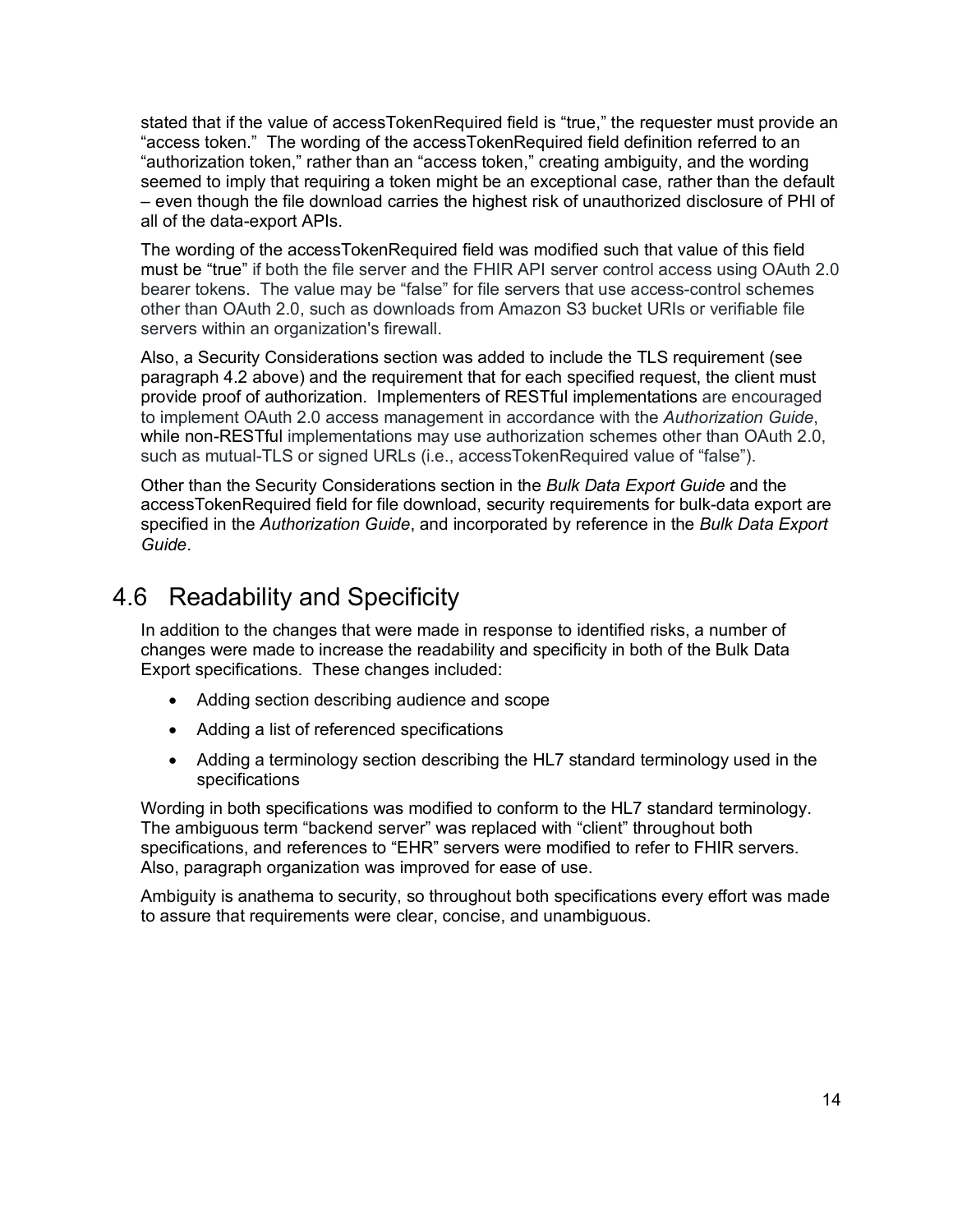stated that if the value of accessTokenRequired field is “true,” the requester must provide an “access token.” The wording of the accessTokenRequired field definition referred to an “authorization token,” rather than an “access token,” creating ambiguity, and the wording seemed to imply that requiring a token might be an exceptional case, rather than the default – even though the file download carries the highest risk of unauthorized disclosure of PHI of all of the data-export APIs.

The wording of the accessTokenRequired field was modified such that value of this field must be “true” if both the file server and the FHIR API server control access using OAuth 2.0 bearer tokens. The value may be “false” for file servers that use access-control schemes other than OAuth 2.0, such as downloads from Amazon S3 bucket URIs or verifiable file servers within an organization's firewall.

Also, a Security Considerations section was added to include the TLS requirement (see paragraph 4.2 above) and the requirement that for each specified request, the client must provide proof of authorization. Implementers of RESTful implementations are encouraged to implement OAuth 2.0 access management in accordance with the *Authorization Guide*, while non-RESTful implementations may use authorization schemes other than OAuth 2.0, such as mutual-TLS or signed URLs (i.e., accessTokenRequired value of “false”).

Other than the Security Considerations section in the *Bulk Data Export Guide* and the accessTokenRequired field for file download, security requirements for bulk-data export are specified in the *Authorization Guide*, and incorporated by reference in the *Bulk Data Export Guide*.

## 4.6 Readability and Specificity

In addition to the changes that were made in response to identified risks, a number of changes were made to increase the readability and specificity in both of the Bulk Data Export specifications. These changes included:

- Adding section describing audience and scope
- Adding a list of referenced specifications
- Adding a terminology section describing the HL7 standard terminology used in the specifications

Wording in both specifications was modified to conform to the HL7 standard terminology. The ambiguous term “backend server” was replaced with “client” throughout both specifications, and references to “EHR” servers were modified to refer to FHIR servers. Also, paragraph organization was improved for ease of use.

Ambiguity is anathema to security, so throughout both specifications every effort was made to assure that requirements were clear, concise, and unambiguous.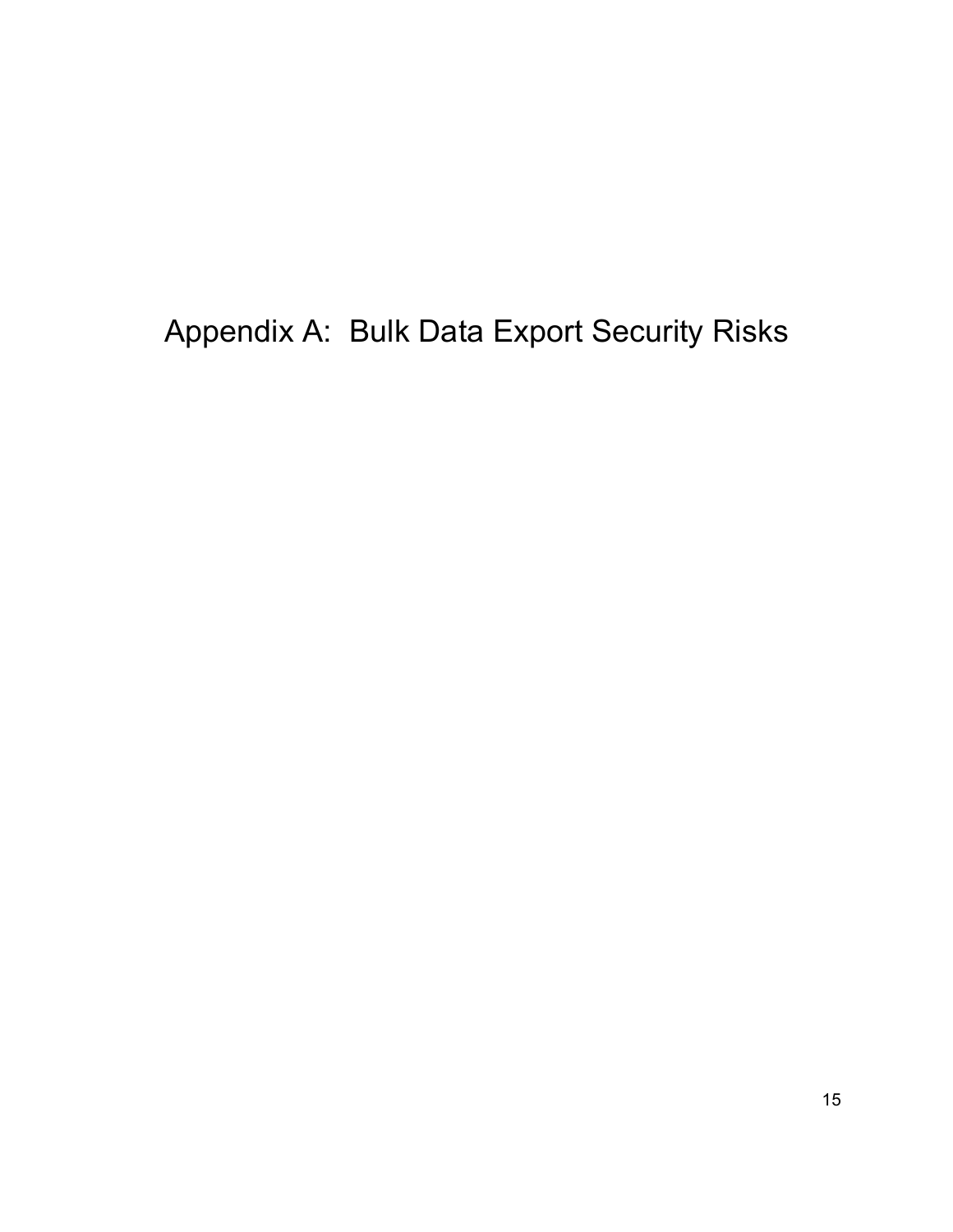# Appendix A: Bulk Data Export Security Risks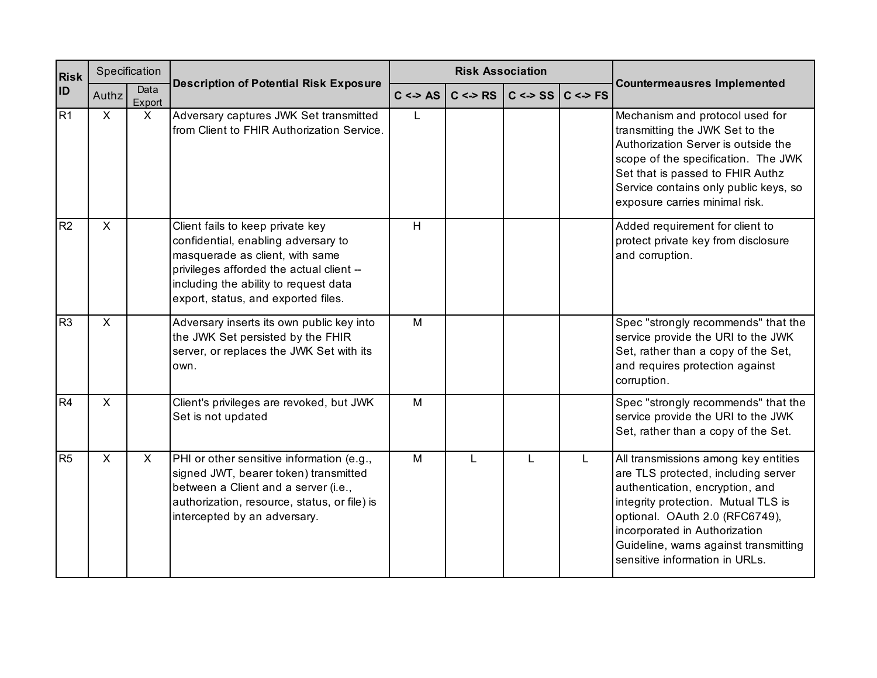| Risk ID | Specification | | Description of Potential Risk Exposure | Risk Association | | | | Countermeausres Implemented |
|---|---|---|---|---|---|---|---|---|
| | Authz | Data Export | | C <-> AS | C <-> RS | C <-> SS | C <-> FS | |
| R1 | X | X | Adversary captures JWK Set transmitted from Client to FHIR Authorization Service. | L | | | | Mechanism and protocol used for transmitting the JWK Set to the Authorization Server is outside the scope of the specification. The JWK Set that is passed to FHIR Authz Service contains only public keys, so exposure carries minimal risk. |
| R2 | X | | Client fails to keep private key confidential, enabling adversary to masquerade as client, with same privileges afforded the actual client – including the ability to request data export, status, and exported files. | H | | | | Added requirement for client to protect private key from disclosure and corruption. |
| R3 | X | | Adversary inserts its own public key into the JWK Set persisted by the FHIR server, or replaces the JWK Set with its own. | M | | | | Spec "strongly recommends" that the service provide the URI to the JWK Set, rather than a copy of the Set, and requires protection against corruption. |
| R4 | X | | Client's privileges are revoked, but JWK Set is not updated | M | | | | Spec "strongly recommends" that the service provide the URI to the JWK Set, rather than a copy of the Set. |
| R5 | X | X | PHI or other sensitive information (e.g., signed JWT, bearer token) transmitted between a Client and a server (i.e., authorization, resource, status, or file) is intercepted by an adversary. | M | L | L | L | All transmissions among key entities are TLS protected, including server authentication, encryption, and integrity protection. Mutual TLS is optional. OAuth 2.0 (RFC6749), incorporated in Authorization Guideline, warns against transmitting sensitive information in URLs. |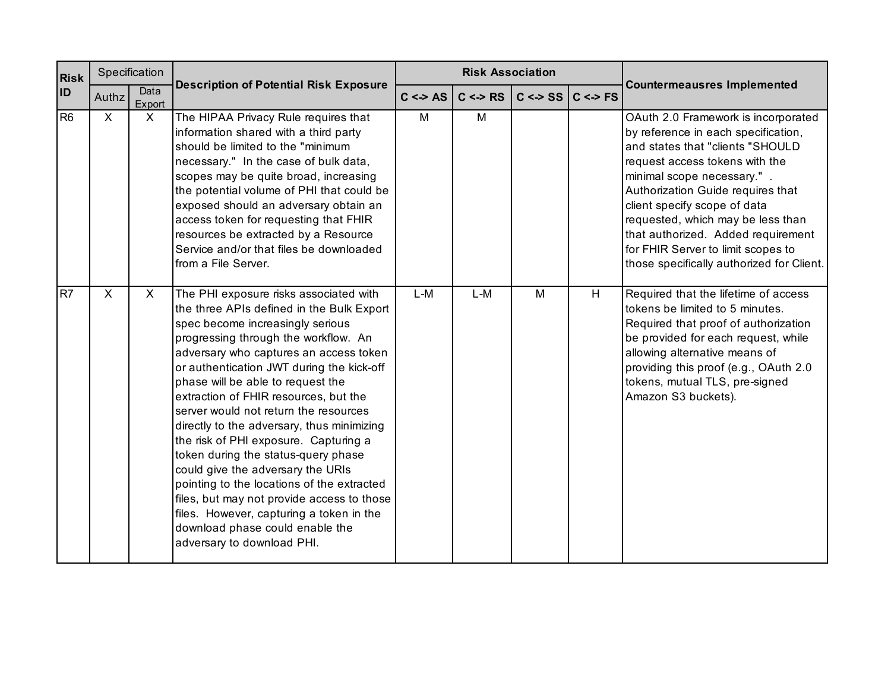| Risk ID | Specification | | Description of Potential Risk Exposure | Risk Association | | | | Countermeausres Implemented |
|---|---|---|---|---|---|---|---|---|
| | Authz | Data Export | | C <-> AS | C <-> RS | C <-> SS | C <-> FS | |
| R6 | X | X | The HIPAA Privacy Rule requires that information shared with a third party should be limited to the "minimum necessary." In the case of bulk data, scopes may be quite broad, increasing the potential volume of PHI that could be exposed should an adversary obtain an access token for requesting that FHIR resources be extracted by a Resource Service and/or that files be downloaded from a File Server. | M | M | | | OAuth 2.0 Framework is incorporated by reference in each specification, and states that "clients "SHOULD request access tokens with the minimal scope necessary." . Authorization Guide requires that client specify scope of data requested, which may be less than that authorized. Added requirement for FHIR Server to limit scopes to those specifically authorized for Client. |
| R7 | X | X | The PHI exposure risks associated with the three APIs defined in the Bulk Export spec become increasingly serious progressing through the workflow. An adversary who captures an access token or authentication JWT during the kick-off phase will be able to request the extraction of FHIR resources, but the server would not return the resources directly to the adversary, thus minimizing the risk of PHI exposure. Capturing a token during the status-query phase could give the adversary the URIs pointing to the locations of the extracted files, but may not provide access to those files. However, capturing a token in the download phase could enable the adversary to download PHI. | L-M | L-M | M | H | Required that the lifetime of access tokens be limited to 5 minutes. Required that proof of authorization be provided for each request, while allowing alternative means of providing this proof (e.g., OAuth 2.0 tokens, mutual TLS, pre-signed Amazon S3 buckets). |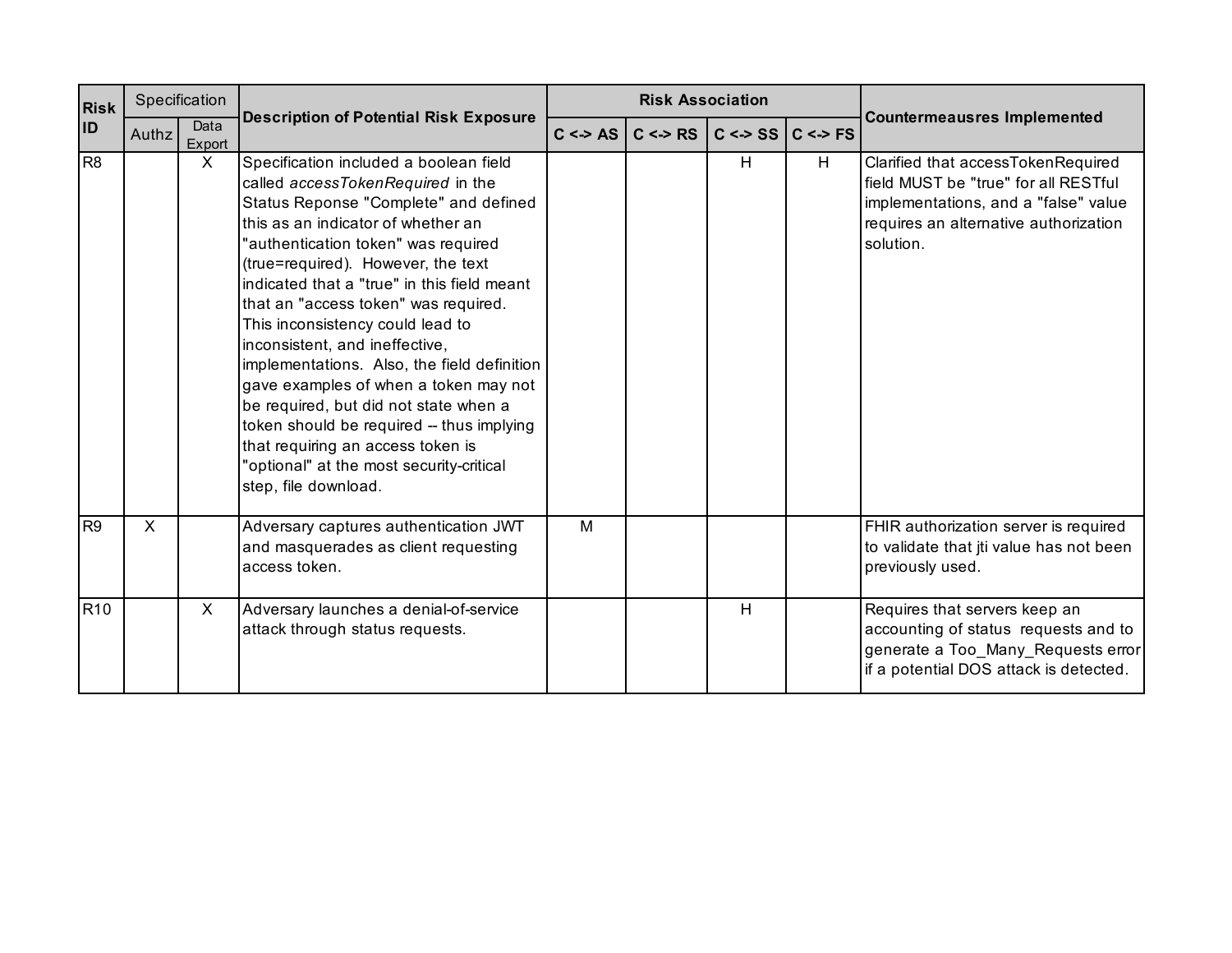| Risk ID | Specification | | Description of Potential Risk Exposure | Risk Association | | | | Countermeausres Implemented |
|---|---|---|---|---|---|---|---|---|
| | Authz | Data Export | | C <-> AS | C <-> RS | C <-> SS | C <-> FS | |
| R8 | | X | Specification included a boolean field called *accessTokenRequired* in the Status Reponse "Complete" and defined this as an indicator of whether an "authentication token" was required (true=required). However, the text indicated that a "true" in this field meant that an "access token" was required. This inconsistency could lead to inconsistent, and ineffective, implementations. Also, the field definition gave examples of when a token may not be required, but did not state when a token should be required -- thus implying that requiring an access token is "optional" at the most security-critical step, file download. | | | H | H | Clarified that accessTokenRequired field MUST be "true" for all RESTful implementations, and a "false" value requires an alternative authorization solution. |
| R9 | X | | Adversary captures authentication JWT and masquerades as client requesting access token. | M | | | | FHIR authorization server is required to validate that jti value has not been previously used. |
| R10 | | X | Adversary launches a denial-of-service attack through status requests. | | | H | | Requires that servers keep an accounting of status requests and to generate a Too_Many_Requests error if a potential DOS attack is detected. |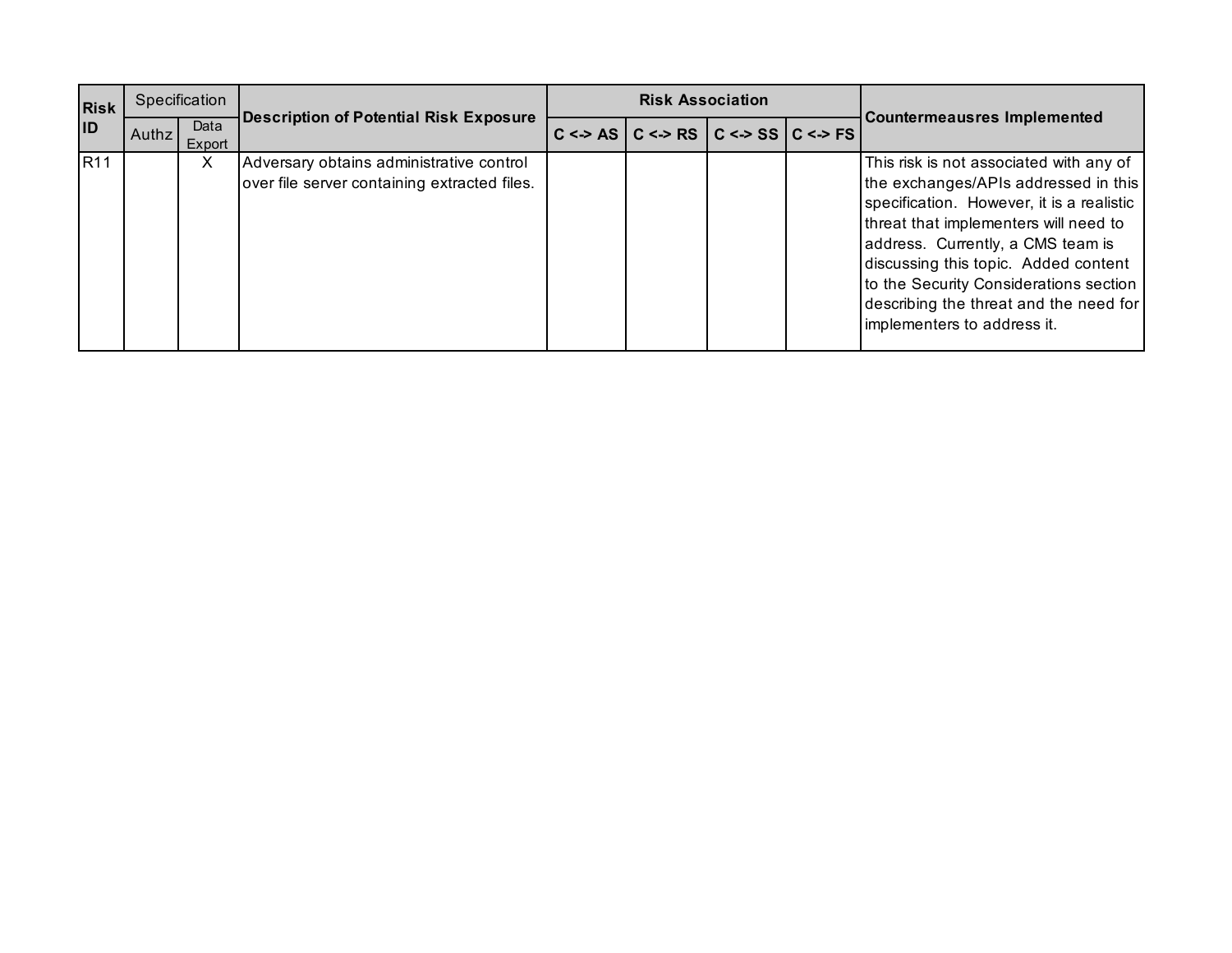| Risk ID | Specification | | Description of Potential Risk Exposure | Risk Association | | | | Countermeausres Implemented |
|---|---|---|---|---|---|---|---|---|
| | Authz | Data Export | | C <-> AS | C <-> RS | C <-> SS | C <-> FS | |
| R11 | | X | Adversary obtains administrative control over file server containing extracted files. | | | | | This risk is not associated with any of the exchanges/APIs addressed in this specification. However, it is a realistic threat that implementers will need to address. Currently, a CMS team is discussing this topic. Added content to the Security Considerations section describing the threat and the need for implementers to address it. |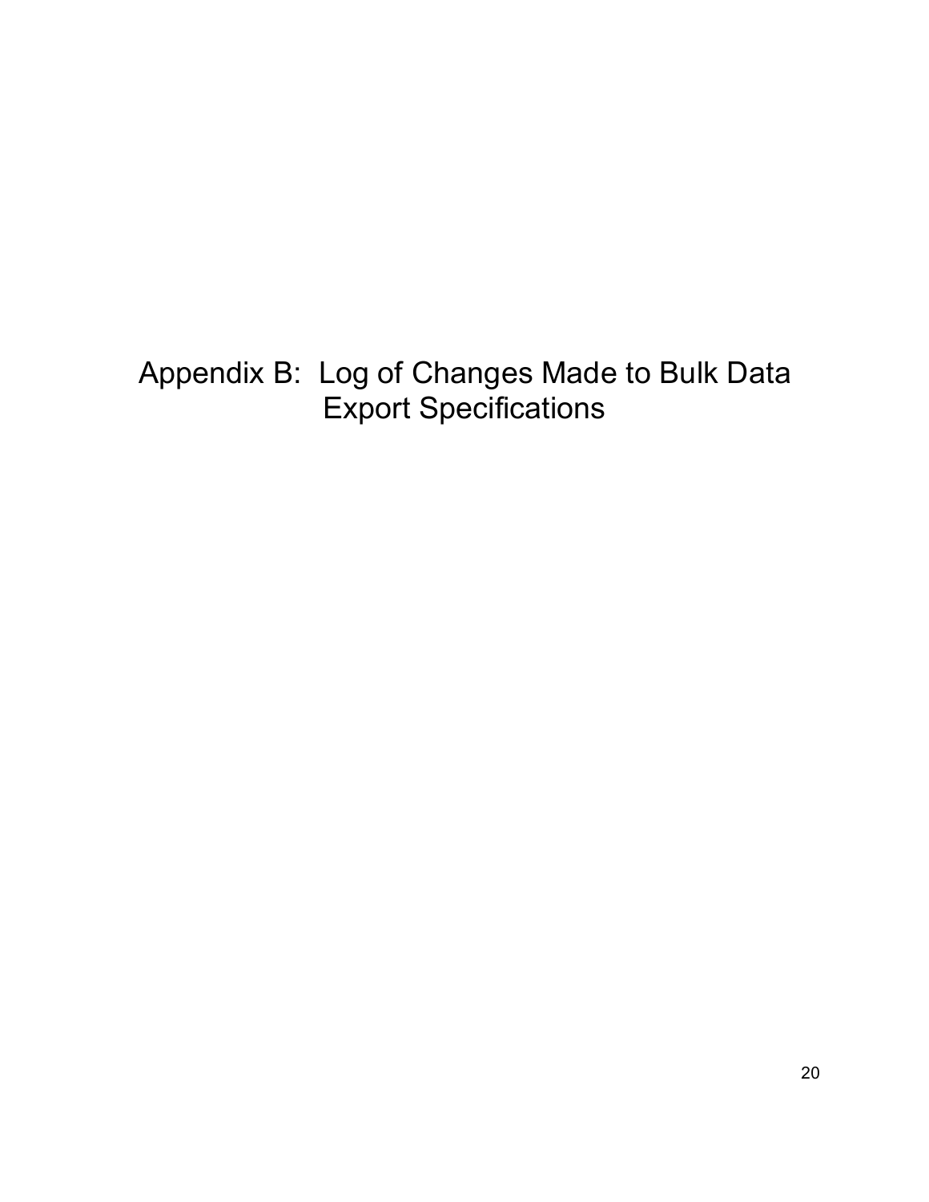# Appendix B: Log of Changes Made to Bulk Data Export Specifications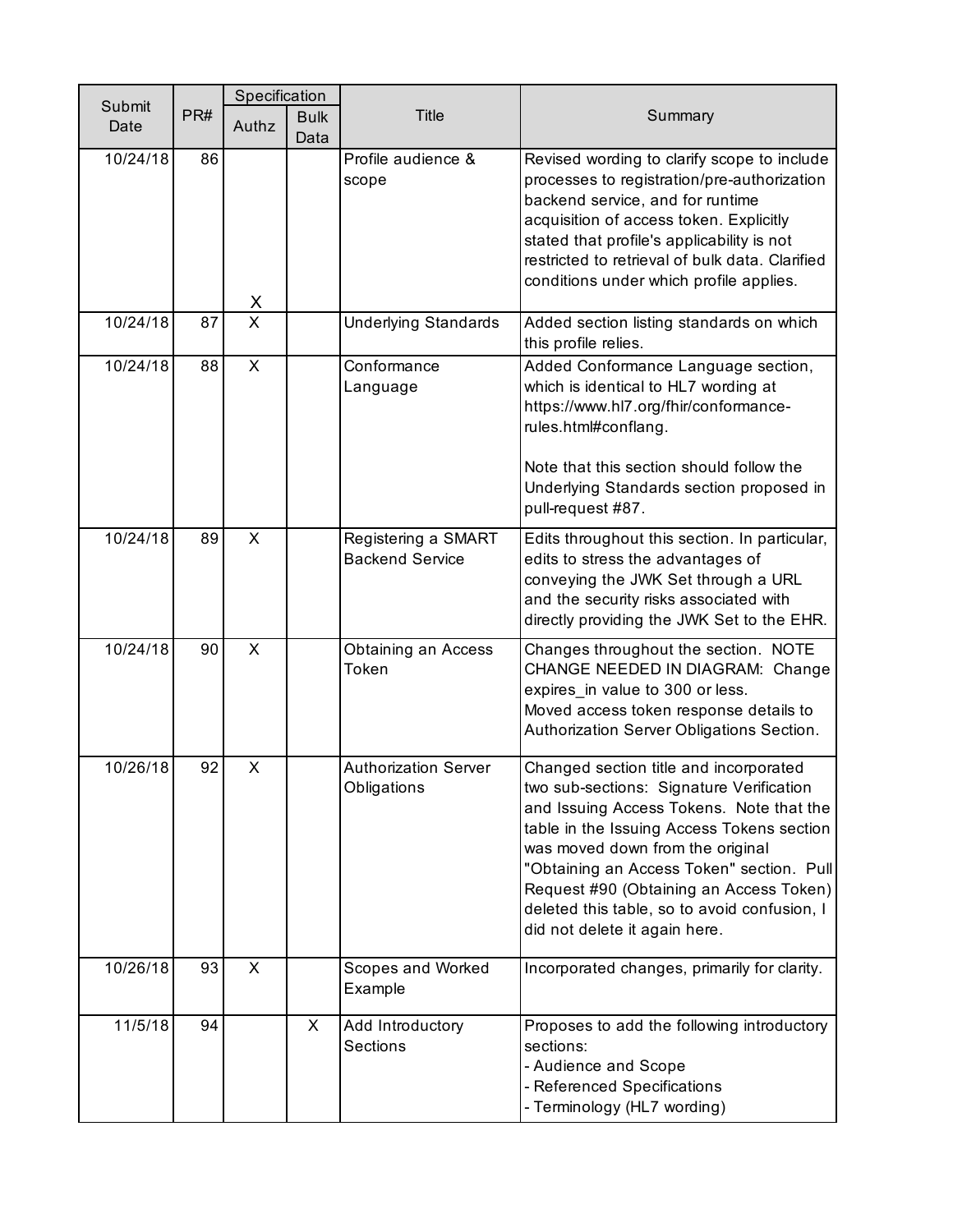| Submit Date | PR# | Specification | | Title | Summary |
|---|---|---|---|---|---|
| | | Authz | Bulk Data | | |
| 10/24/18 | 86 | X | | Profile audience & scope | Revised wording to clarify scope to include processes to registration/pre-authorization backend service, and for runtime acquisition of access token. Explicitly stated that profile's applicability is not restricted to retrieval of bulk data. Clarified conditions under which profile applies. |
| 10/24/18 | 87 | X | | Underlying Standards | Added section listing standards on which this profile relies. |
| 10/24/18 | 88 | X | | Conformance Language | Added Conformance Language section, which is identical to HL7 wording at https://www.hl7.org/fhir/conformance-rules.html#conflang.<br><br>Note that this section should follow the Underlying Standards section proposed in pull-request #87. |
| 10/24/18 | 89 | X | | Registering a SMART Backend Service | Edits throughout this section. In particular, edits to stress the advantages of conveying the JWK Set through a URL and the security risks associated with directly providing the JWK Set to the EHR. |
| 10/24/18 | 90 | X | | Obtaining an Access Token | Changes throughout the section. NOTE CHANGE NEEDED IN DIAGRAM: Change expires_in value to 300 or less.<br>Moved access token response details to Authorization Server Obligations Section. |
| 10/26/18 | 92 | X | | Authorization Server Obligations | Changed section title and incorporated two sub-sections: Signature Verification and Issuing Access Tokens. Note that the table in the Issuing Access Tokens section was moved down from the original "Obtaining an Access Token" section. Pull Request #90 (Obtaining an Access Token) deleted this table, so to avoid confusion, I did not delete it again here. |
| 10/26/18 | 93 | X | | Scopes and Worked Example | Incorporated changes, primarily for clarity. |
| 11/5/18 | 94 | | X | Add Introductory Sections | Proposes to add the following introductory sections:<br>- Audience and Scope<br>- Referenced Specifications<br>- Terminology (HL7 wording) |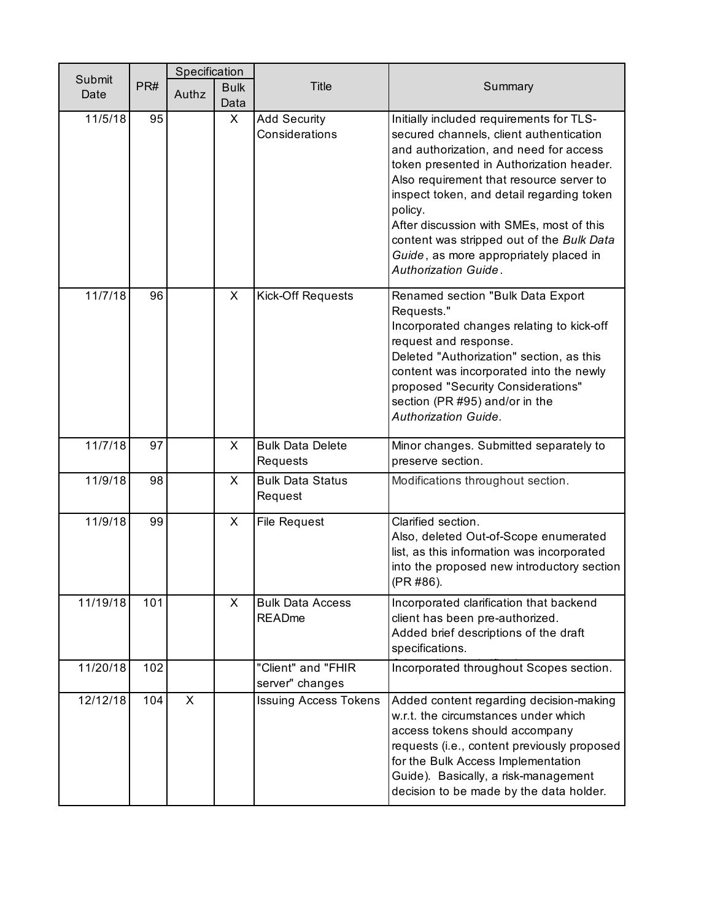| Submit Date | PR# | Specification | | Title | Summary |
|---|---|---|---|---|---|
| | | Authz | Bulk Data | | |
| 11/5/18 | 95 | | X | Add Security Considerations | Initially included requirements for TLS-secured channels, client authentication and authorization, and need for access token presented in Authorization header. Also requirement that resource server to inspect token, and detail regarding token policy.<br>After discussion with SMEs, most of this content was stripped out of the *Bulk Data Guide*, as more appropriately placed in *Authorization Guide*. |
| 11/7/18 | 96 | | X | Kick-Off Requests | Renamed section "Bulk Data Export Requests."<br>Incorporated changes relating to kick-off request and response.<br>Deleted "Authorization" section, as this content was incorporated into the newly proposed "Security Considerations" section (PR #95) and/or in the *Authorization Guide.* |
| 11/7/18 | 97 | | X | Bulk Data Delete Requests | Minor changes. Submitted separately to preserve section. |
| 11/9/18 | 98 | | X | Bulk Data Status Request | Modifications throughout section. |
| 11/9/18 | 99 | | X | File Request | Clarified section.<br>Also, deleted Out-of-Scope enumerated list, as this information was incorporated into the proposed new introductory section (PR #86). |
| 11/19/18 | 101 | | X | Bulk Data Access READme | Incorporated clarification that backend client has been pre-authorized.<br>Added brief descriptions of the draft specifications. |
| 11/20/18 | 102 | | | "Client" and "FHIR server" changes | Incorporated throughout Scopes section. |
| 12/12/18 | 104 | X | | Issuing Access Tokens | Added content regarding decision-making w.r.t. the circumstances under which access tokens should accompany requests (i.e., content previously proposed for the Bulk Access Implementation Guide). Basically, a risk-management decision to be made by the data holder. |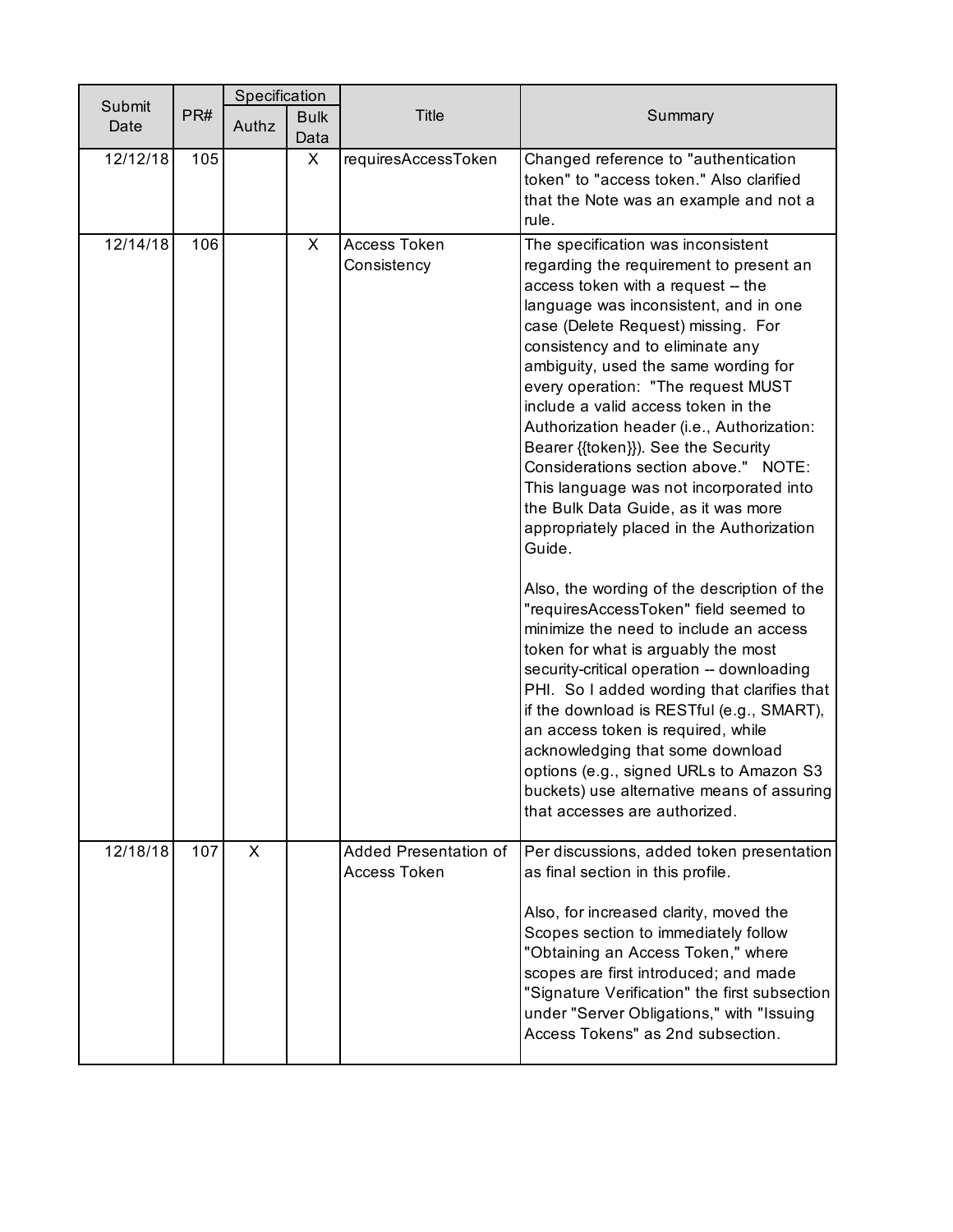| Submit Date | PR# | Specification | | Title | Summary |
|---|---|---|---|---|---|
| | | Authz | Bulk Data | | |
| 12/12/18 | 105 | | X | requiresAccessToken | Changed reference to "authentication token" to "access token." Also clarified that the Note was an example and not a rule. |
| 12/14/18 | 106 | | X | Access Token Consistency | The specification was inconsistent regarding the requirement to present an access token with a request -- the language was inconsistent, and in one case (Delete Request) missing. For consistency and to eliminate any ambiguity, used the same wording for every operation: "The request MUST include a valid access token in the Authorization header (i.e., Authorization: Bearer {{token}}). See the Security Considerations section above." NOTE: This language was not incorporated into the Bulk Data Guide, as it was more appropriately placed in the Authorization Guide.<br><br>Also, the wording of the description of the "requiresAccessToken" field seemed to minimize the need to include an access token for what is arguably the most security-critical operation -- downloading PHI. So I added wording that clarifies that if the download is RESTful (e.g., SMART), an access token is required, while acknowledging that some download options (e.g., signed URLs to Amazon S3 buckets) use alternative means of assuring that accesses are authorized. |
| 12/18/18 | 107 | X | | Added Presentation of Access Token | Per discussions, added token presentation as final section in this profile.<br><br>Also, for increased clarity, moved the Scopes section to immediately follow "Obtaining an Access Token," where scopes are first introduced; and made "Signature Verification" the first subsection under "Server Obligations," with "Issuing Access Tokens" as 2nd subsection. |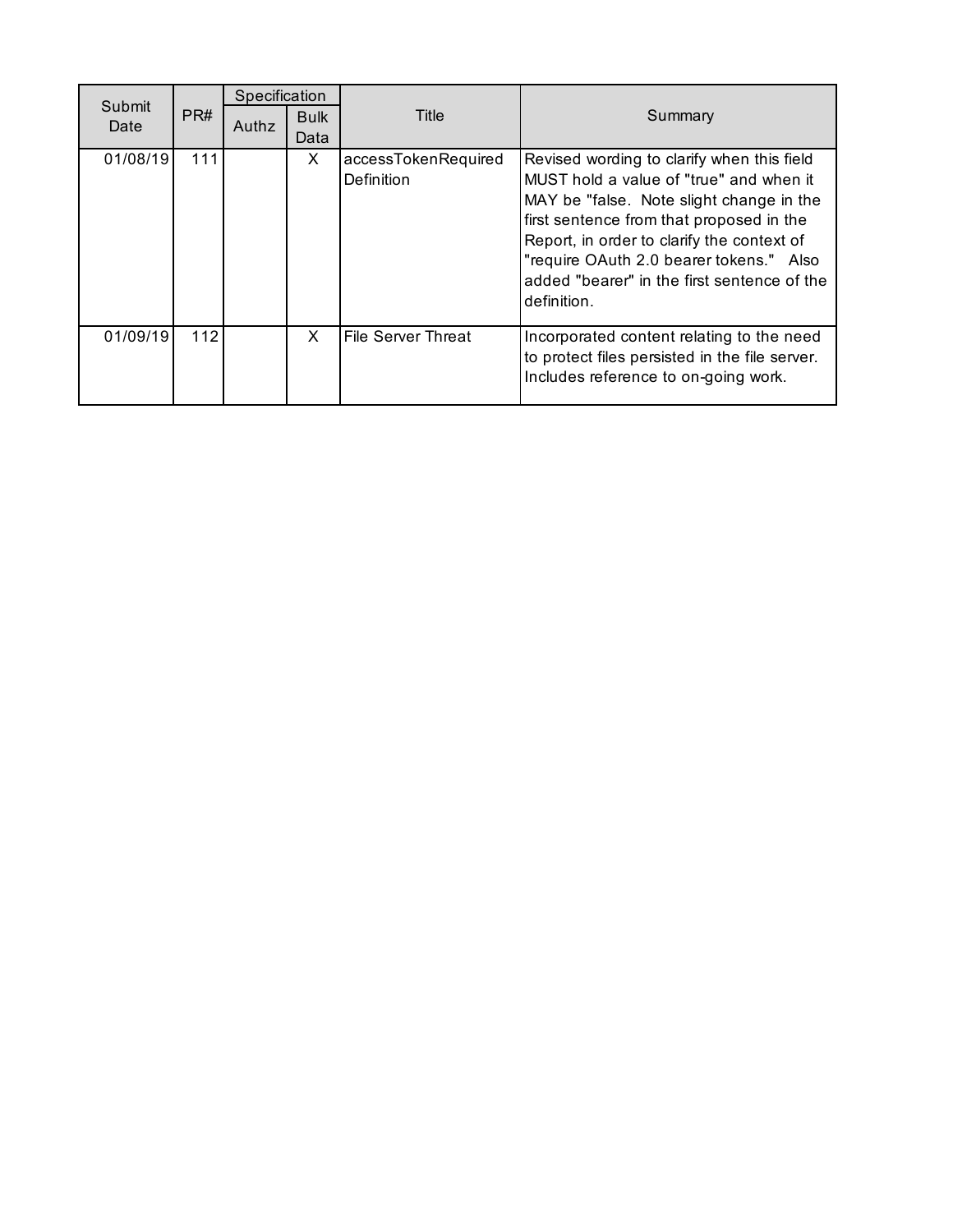| Submit Date | PR# | Specification | | Title | Summary |
|---|---|---|---|---|---|
| | | Authz | Bulk Data | | |
| 01/08/19 | 111 | | X | accessTokenRequired Definition | Revised wording to clarify when this field MUST hold a value of "true" and when it MAY be "false. Note slight change in the first sentence from that proposed in the Report, in order to clarify the context of "require OAuth 2.0 bearer tokens." Also added "bearer" in the first sentence of the definition. |
| 01/09/19 | 112 | | X | File Server Threat | Incorporated content relating to the need to protect files persisted in the file server. Includes reference to on-going work. |